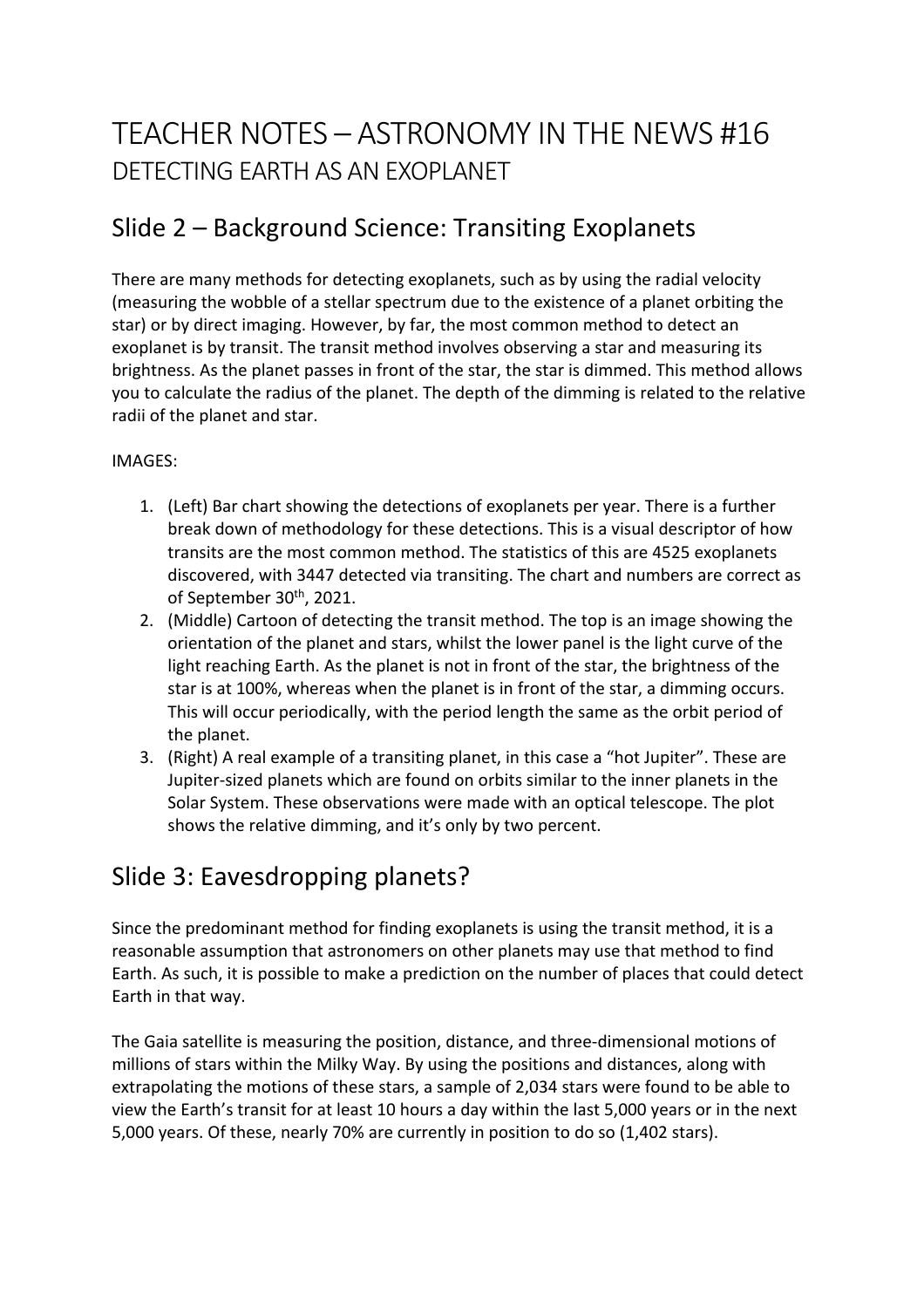# TEACHER NOTES – ASTRONOMY IN THE NEWS #16

DETECTING EARTH AS AN EXOPLANET

## Slide 2 – Background Science: Transiting Exoplanets

There are many methods for detecting exoplanets, such as by using the radial velocity (measuring the wobble of a stellar spectrum due to the existence of a planet orbiting the star) or by direct imaging. However, by far, the most common method to detect an exoplanet is by transit. The transit method involves observing a star and measuring its brightness. As the planet passes in front of the star, the star is dimmed. This method allows you to calculate the radius of the planet. The depth of the dimming is related to the relative radii of the planet and star.

IMAGES:

1. (Left) Bar chart showing the detections of exoplanets per year. There is a further break down of methodology for these detections. This is a visual descriptor of how transits are the most common method. The statistics of this are 4525 exoplanets discovered, with 3447 detected via transiting. The chart and numbers are correct as of September 30th, 2021.
2. (Middle) Cartoon of detecting the transit method. The top is an image showing the orientation of the planet and stars, whilst the lower panel is the light curve of the light reaching Earth. As the planet is not in front of the star, the brightness of the star is at 100%, whereas when the planet is in front of the star, a dimming occurs. This will occur periodically, with the period length the same as the orbit period of the planet.
3. (Right) A real example of a transiting planet, in this case a "hot Jupiter". These are Jupiter-sized planets which are found on orbits similar to the inner planets in the Solar System. These observations were made with an optical telescope. The plot shows the relative dimming, and it's only by two percent.

## Slide 3: Eavesdropping planets?

Since the predominant method for finding exoplanets is using the transit method, it is a reasonable assumption that astronomers on other planets may use that method to find Earth. As such, it is possible to make a prediction on the number of places that could detect Earth in that way.

The Gaia satellite is measuring the position, distance, and three-dimensional motions of millions of stars within the Milky Way. By using the positions and distances, along with extrapolating the motions of these stars, a sample of 2,034 stars were found to be able to view the Earth's transit for at least 10 hours a day within the last 5,000 years or in the next 5,000 years. Of these, nearly 70% are currently in position to do so (1,402 stars).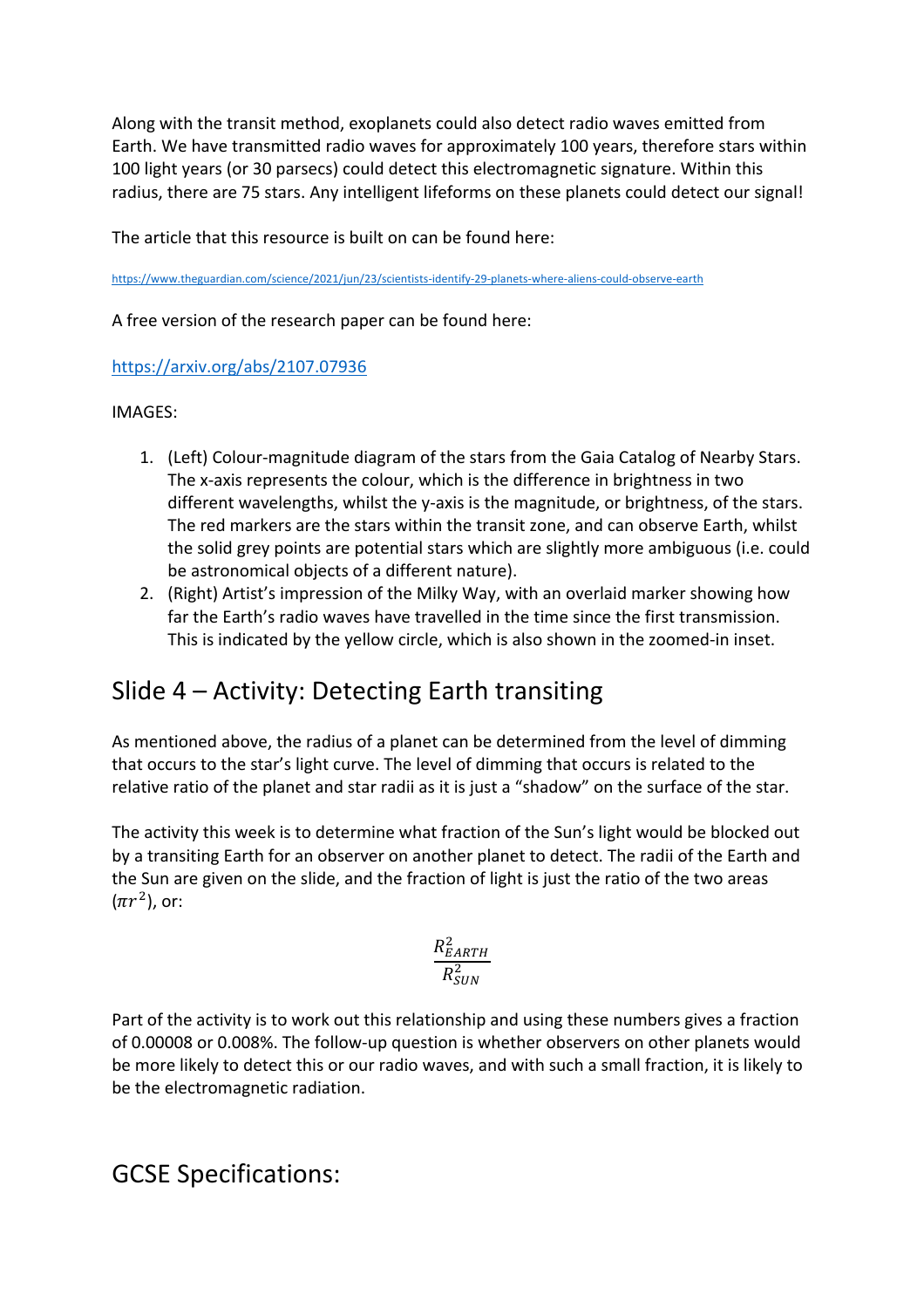Along with the transit method, exoplanets could also detect radio waves emitted from Earth. We have transmitted radio waves for approximately 100 years, therefore stars within 100 light years (or 30 parsecs) could detect this electromagnetic signature. Within this radius, there are 75 stars. Any intelligent lifeforms on these planets could detect our signal!

The article that this resource is built on can be found here:

https://www.theguardian.com/science/2021/jun/23/scientists-identify-29-planets-where-aliens-could-observe-earth

A free version of the research paper can be found here:

https://arxiv.org/abs/2107.07936

IMAGES:

1. (Left) Colour-magnitude diagram of the stars from the Gaia Catalog of Nearby Stars. The x-axis represents the colour, which is the difference in brightness in two different wavelengths, whilst the y-axis is the magnitude, or brightness, of the stars. The red markers are the stars within the transit zone, and can observe Earth, whilst the solid grey points are potential stars which are slightly more ambiguous (i.e. could be astronomical objects of a different nature).
2. (Right) Artist's impression of the Milky Way, with an overlaid marker showing how far the Earth's radio waves have travelled in the time since the first transmission. This is indicated by the yellow circle, which is also shown in the zoomed-in inset.

## Slide 4 – Activity: Detecting Earth transiting

As mentioned above, the radius of a planet can be determined from the level of dimming that occurs to the star's light curve. The level of dimming that occurs is related to the relative ratio of the planet and star radii as it is just a "shadow" on the surface of the star.

The activity this week is to determine what fraction of the Sun's light would be blocked out by a transiting Earth for an observer on another planet to detect. The radii of the Earth and the Sun are given on the slide, and the fraction of light is just the ratio of the two areas ($\pi r^2$), or:

$$\frac{R_{EARTH}^2}{R_{SUN}^2}$$

Part of the activity is to work out this relationship and using these numbers gives a fraction of 0.00008 or 0.008%. The follow-up question is whether observers on other planets would be more likely to detect this or our radio waves, and with such a small fraction, it is likely to be the electromagnetic radiation.

## GCSE Specifications: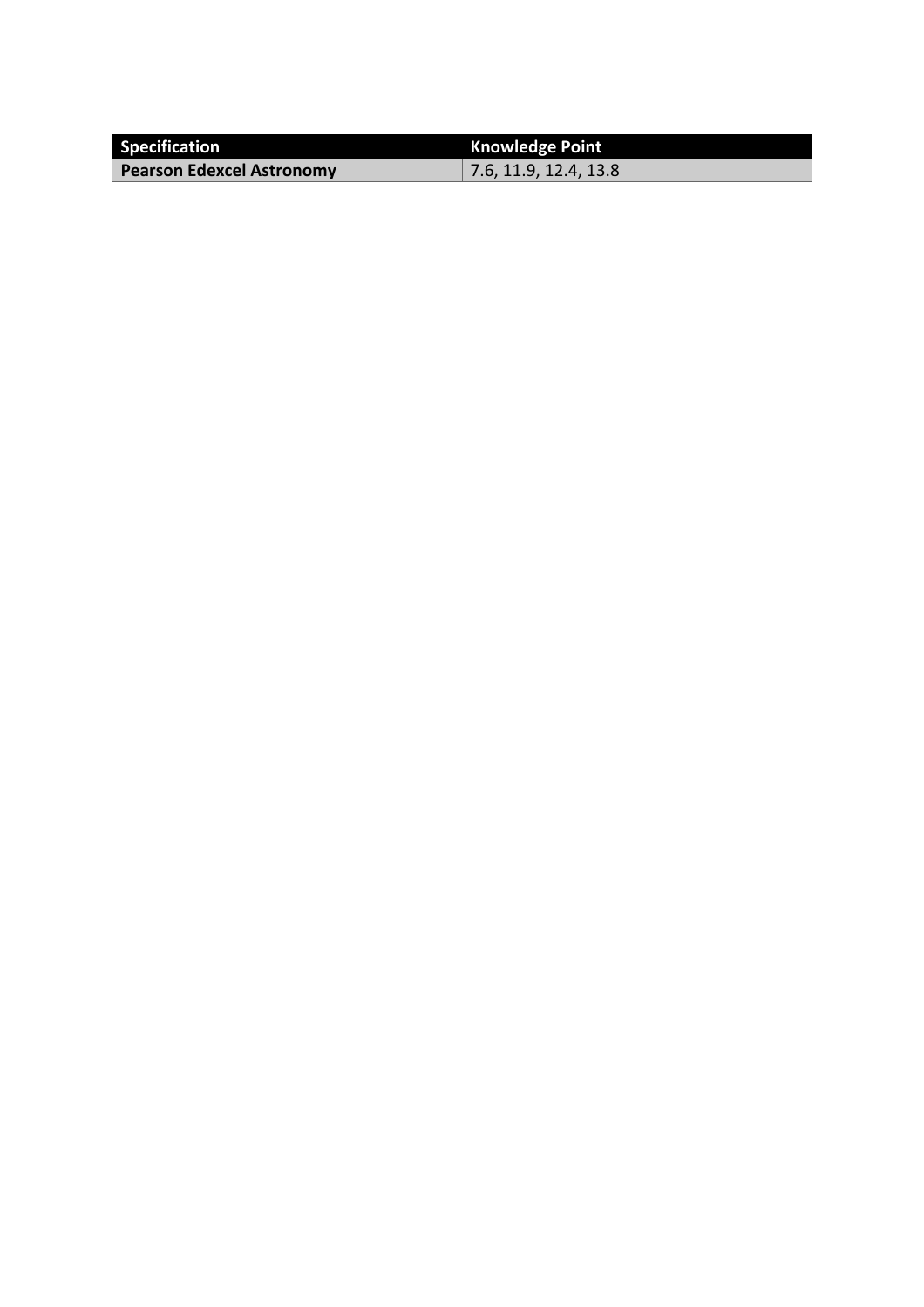| Specification | Knowledge Point |
| --- | --- |
| **Pearson Edexcel Astronomy** | 7.6, 11.9, 12.4, 13.8 |